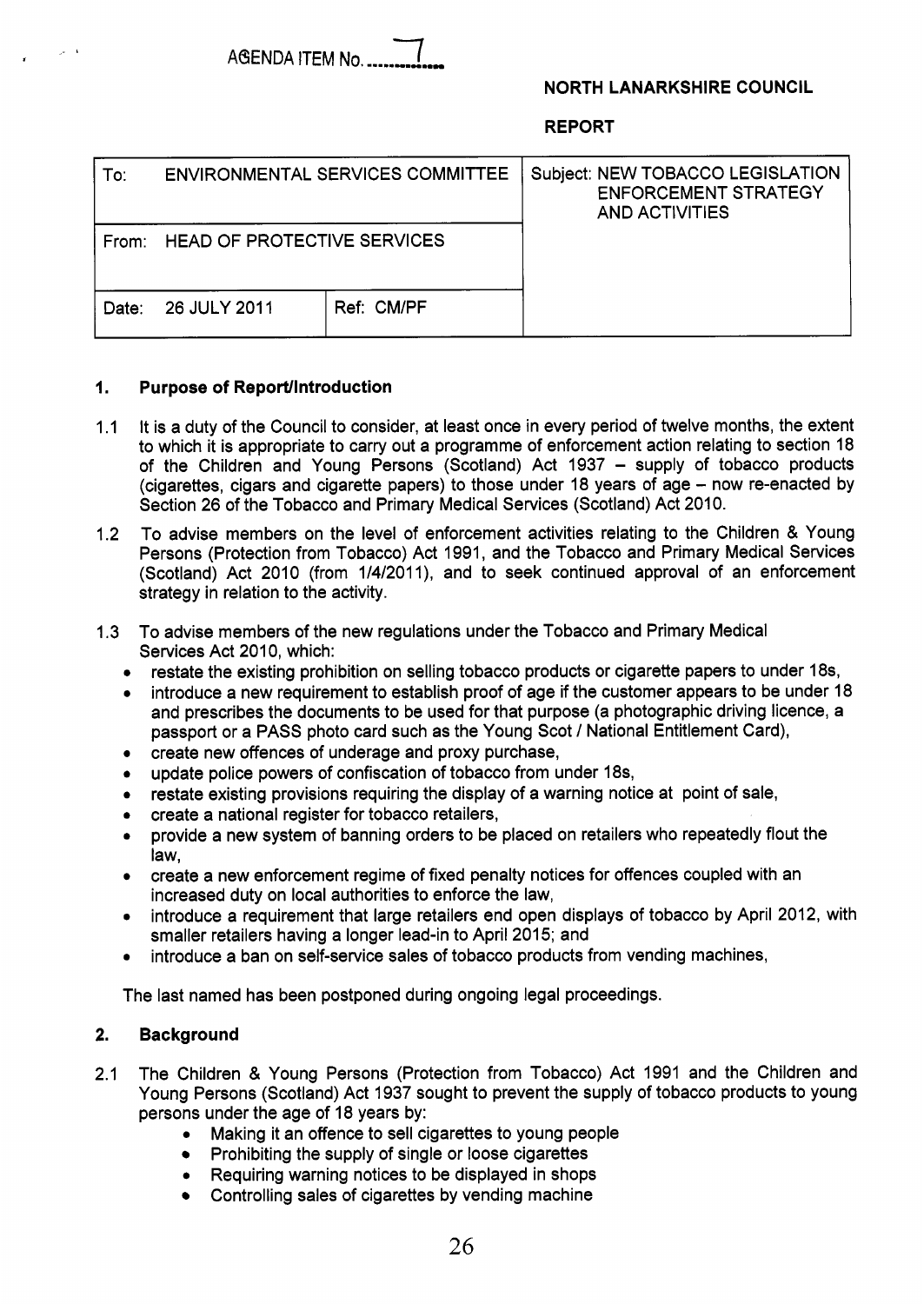AGENDA ITEM No. 7

**NORTH LANARKSHIRE COUNCIL**

**REPORT**

| To: ENVIRONMENTAL SERVICES COMMITTEE | | Subject: NEW TOBACCO LEGISLATION ENFORCEMENT STRATEGY AND ACTIVITIES |
|---|---|---|
| From: HEAD OF PROTECTIVE SERVICES | | |
| Date: 26 JULY 2011 | Ref: CM/PF | |

## 1. Purpose of Report/Introduction

1.1 It is a duty of the Council to consider, at least once in every period of twelve months, the extent to which it is appropriate to carry out a programme of enforcement action relating to section 18 of the Children and Young Persons (Scotland) Act 1937 – supply of tobacco products (cigarettes, cigars and cigarette papers) to those under 18 years of age – now re-enacted by Section 26 of the Tobacco and Primary Medical Services (Scotland) Act 2010.

1.2 To advise members on the level of enforcement activities relating to the Children & Young Persons (Protection from Tobacco) Act 1991, and the Tobacco and Primary Medical Services (Scotland) Act 2010 (from 1/4/2011), and to seek continued approval of an enforcement strategy in relation to the activity.

1.3 To advise members of the new regulations under the Tobacco and Primary Medical Services Act 2010, which:

- restate the existing prohibition on selling tobacco products or cigarette papers to under 18s,
- introduce a new requirement to establish proof of age if the customer appears to be under 18 and prescribes the documents to be used for that purpose (a photographic driving licence, a passport or a PASS photo card such as the Young Scot / National Entitlement Card),
- create new offences of underage and proxy purchase,
- update police powers of confiscation of tobacco from under 18s,
- restate existing provisions requiring the display of a warning notice at point of sale,
- create a national register for tobacco retailers,
- provide a new system of banning orders to be placed on retailers who repeatedly flout the law,
- create a new enforcement regime of fixed penalty notices for offences coupled with an increased duty on local authorities to enforce the law,
- introduce a requirement that large retailers end open displays of tobacco by April 2012, with smaller retailers having a longer lead-in to April 2015; and
- introduce a ban on self-service sales of tobacco products from vending machines,

The last named has been postponed during ongoing legal proceedings.

## 2. Background

2.1 The Children & Young Persons (Protection from Tobacco) Act 1991 and the Children and Young Persons (Scotland) Act 1937 sought to prevent the supply of tobacco products to young persons under the age of 18 years by:

- Making it an offence to sell cigarettes to young people
- Prohibiting the supply of single or loose cigarettes
- Requiring warning notices to be displayed in shops
- Controlling sales of cigarettes by vending machine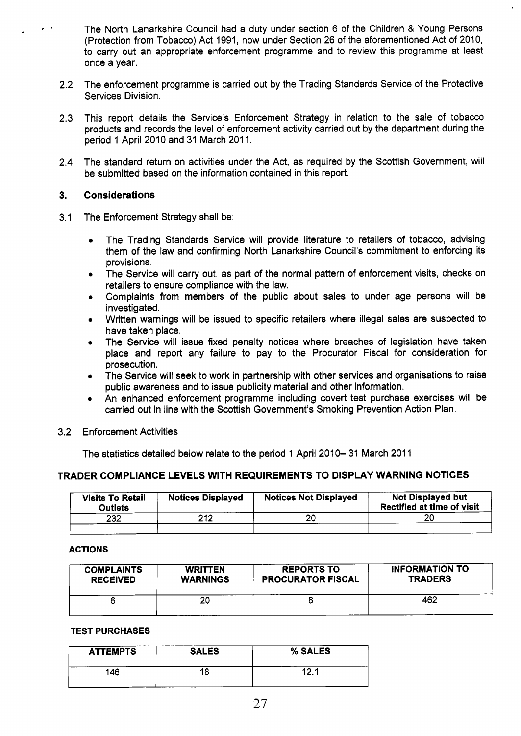The North Lanarkshire Council had a duty under section 6 of the Children & Young Persons (Protection from Tobacco) Act 1991, now under Section 26 of the aforementioned Act of 2010, to carry out an appropriate enforcement programme and to review this programme at least once a year.

2.2 The enforcement programme is carried out by the Trading Standards Service of the Protective Services Division.

2.3 This report details the Service's Enforcement Strategy in relation to the sale of tobacco products and records the level of enforcement activity carried out by the department during the period 1 April 2010 and 31 March 2011.

2.4 The standard return on activities under the Act, as required by the Scottish Government, will be submitted based on the information contained in this report.

## 3. Considerations

3.1 The Enforcement Strategy shall be:

- The Trading Standards Service will provide literature to retailers of tobacco, advising them of the law and confirming North Lanarkshire Council's commitment to enforcing its provisions.
- The Service will carry out, as part of the normal pattern of enforcement visits, checks on retailers to ensure compliance with the law.
- Complaints from members of the public about sales to under age persons will be investigated.
- Written warnings will be issued to specific retailers where illegal sales are suspected to have taken place.
- The Service will issue fixed penalty notices where breaches of legislation have taken place and report any failure to pay to the Procurator Fiscal for consideration for prosecution.
- The Service will seek to work in partnership with other services and organisations to raise public awareness and to issue publicity material and other information.
- An enhanced enforcement programme including covert test purchase exercises will be carried out in line with the Scottish Government's Smoking Prevention Action Plan.

3.2 Enforcement Activities

The statistics detailed below relate to the period 1 April 2010– 31 March 2011

### TRADER COMPLIANCE LEVELS WITH REQUIREMENTS TO DISPLAY WARNING NOTICES

| Visits To Retail Outlets | Notices Displayed | Notices Not Displayed | Not Displayed but Rectified at time of visit |
|---|---|---|---|
| 232 | 212 | 20 | 20 |
| | | | |

### ACTIONS

| COMPLAINTS RECEIVED | WRITTEN WARNINGS | REPORTS TO PROCURATOR FISCAL | INFORMATION TO TRADERS |
|---|---|---|---|
| 6 | 20 | 8 | 462 |

### TEST PURCHASES

| ATTEMPTS | SALES | % SALES |
|---|---|---|
| 146 | 18 | 12.1 |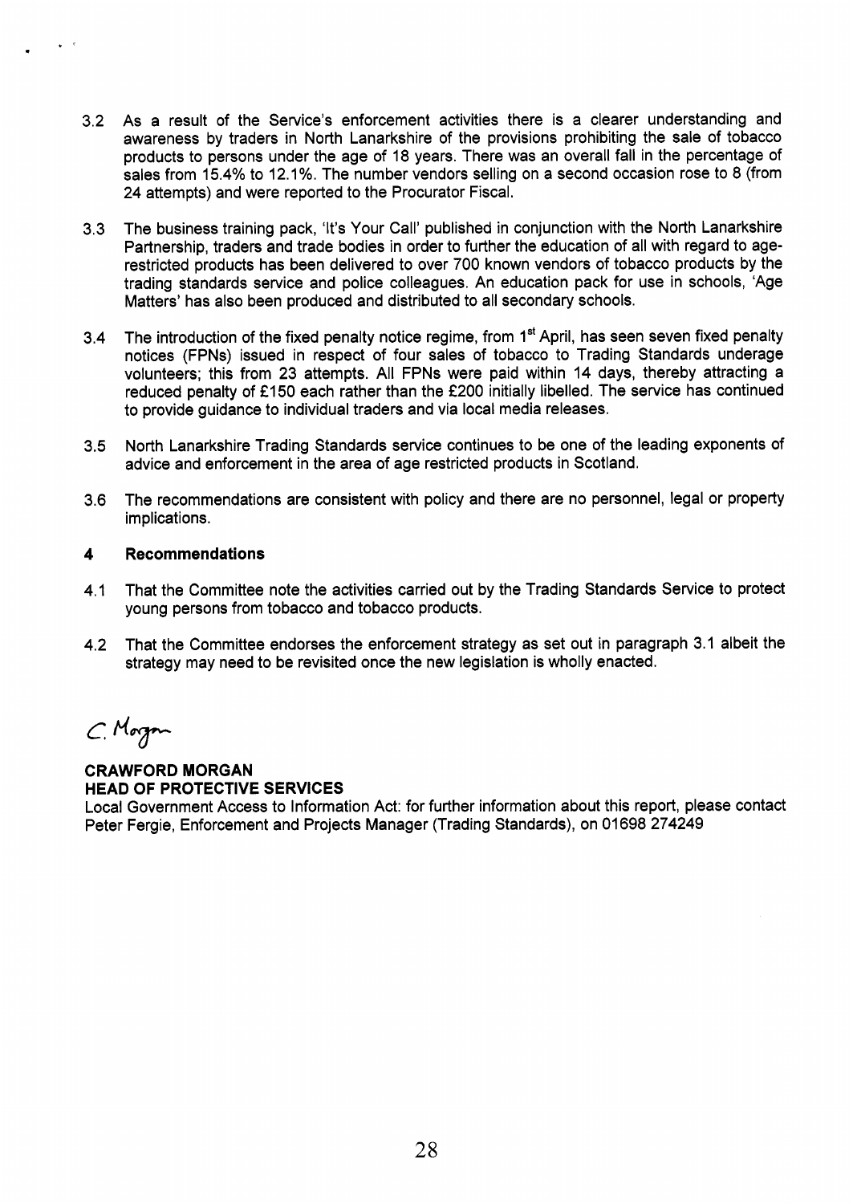3.2 As a result of the Service's enforcement activities there is a clearer understanding and awareness by traders in North Lanarkshire of the provisions prohibiting the sale of tobacco products to persons under the age of 18 years. There was an overall fall in the percentage of sales from 15.4% to 12.1%. The number vendors selling on a second occasion rose to 8 (from 24 attempts) and were reported to the Procurator Fiscal.

3.3 The business training pack, 'It's Your Call' published in conjunction with the North Lanarkshire Partnership, traders and trade bodies in order to further the education of all with regard to age-restricted products has been delivered to over 700 known vendors of tobacco products by the trading standards service and police colleagues. An education pack for use in schools, 'Age Matters' has also been produced and distributed to all secondary schools.

3.4 The introduction of the fixed penalty notice regime, from 1st April, has seen seven fixed penalty notices (FPNs) issued in respect of four sales of tobacco to Trading Standards underage volunteers; this from 23 attempts. All FPNs were paid within 14 days, thereby attracting a reduced penalty of £150 each rather than the £200 initially libelled. The service has continued to provide guidance to individual traders and via local media releases.

3.5 North Lanarkshire Trading Standards service continues to be one of the leading exponents of advice and enforcement in the area of age restricted products in Scotland.

3.6 The recommendations are consistent with policy and there are no personnel, legal or property implications.

## 4 Recommendations

4.1 That the Committee note the activities carried out by the Trading Standards Service to protect young persons from tobacco and tobacco products.

4.2 That the Committee endorses the enforcement strategy as set out in paragraph 3.1 albeit the strategy may need to be revisited once the new legislation is wholly enacted.

C. Morgan

**CRAWFORD MORGAN**
**HEAD OF PROTECTIVE SERVICES**

Local Government Access to Information Act: for further information about this report, please contact Peter Fergie, Enforcement and Projects Manager (Trading Standards), on 01698 274249